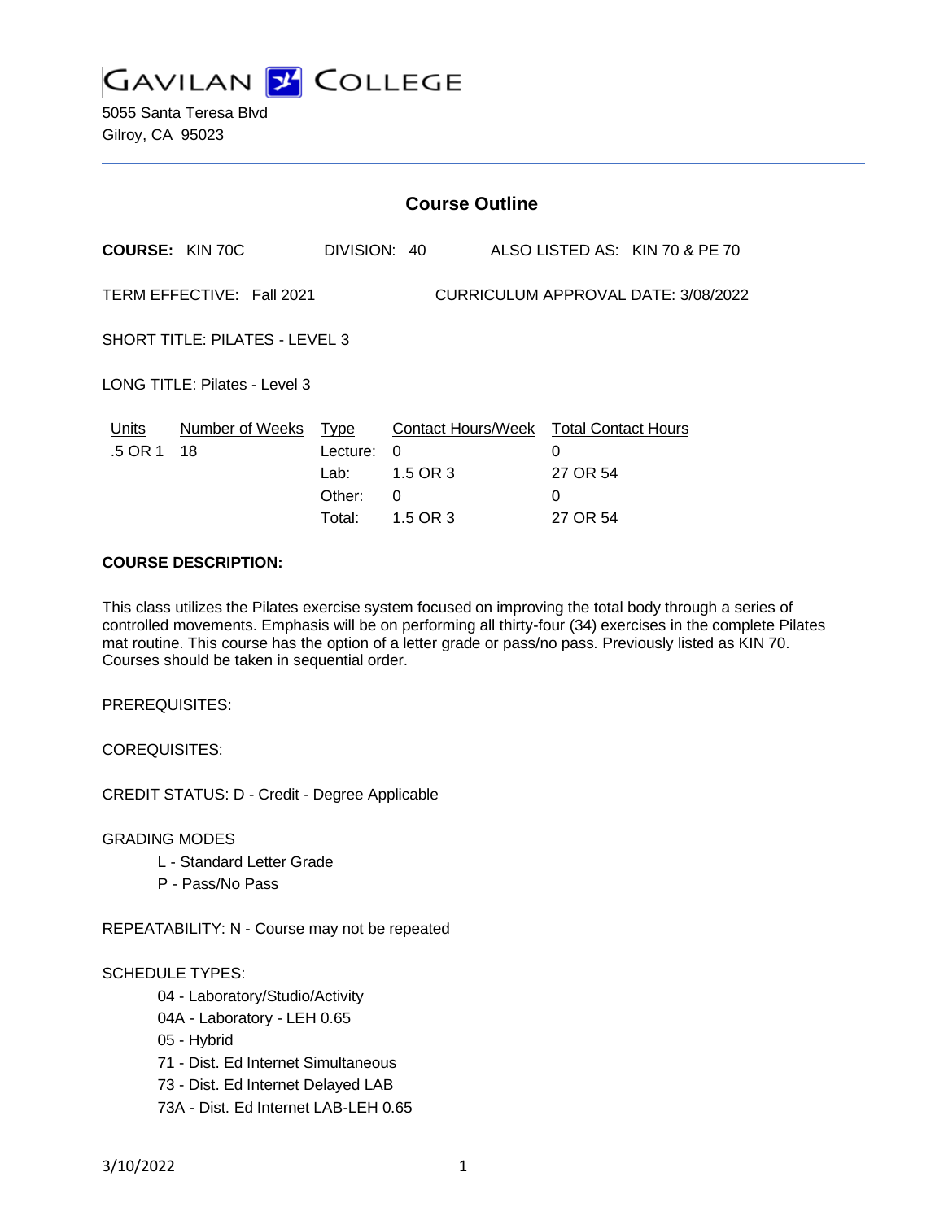GAVILAN COLLEGE

5055 Santa Teresa Blvd
Gilroy, CA 95023

## Course Outline

**COURSE:** KIN 70C DIVISION: 40 ALSO LISTED AS: KIN 70 & PE 70

TERM EFFECTIVE: Fall 2021 CURRICULUM APPROVAL DATE: 3/08/2022

SHORT TITLE: PILATES - LEVEL 3

LONG TITLE: Pilates - Level 3

| Units | Number of Weeks | Type | Contact Hours/Week | Total Contact Hours |
|---|---|---|---|---|
| .5 OR 1 | 18 | Lecture: | 0 | 0 |
| | | Lab: | 1.5 OR 3 | 27 OR 54 |
| | | Other: | 0 | 0 |
| | | Total: | 1.5 OR 3 | 27 OR 54 |

**COURSE DESCRIPTION:**

This class utilizes the Pilates exercise system focused on improving the total body through a series of controlled movements. Emphasis will be on performing all thirty-four (34) exercises in the complete Pilates mat routine. This course has the option of a letter grade or pass/no pass. Previously listed as KIN 70. Courses should be taken in sequential order.

PREREQUISITES:

COREQUISITES:

CREDIT STATUS: D - Credit - Degree Applicable

GRADING MODES

- L - Standard Letter Grade
- P - Pass/No Pass

REPEATABILITY: N - Course may not be repeated

SCHEDULE TYPES:

- 04 - Laboratory/Studio/Activity
- 04A - Laboratory - LEH 0.65
- 05 - Hybrid
- 71 - Dist. Ed Internet Simultaneous
- 73 - Dist. Ed Internet Delayed LAB
- 73A - Dist. Ed Internet LAB-LEH 0.65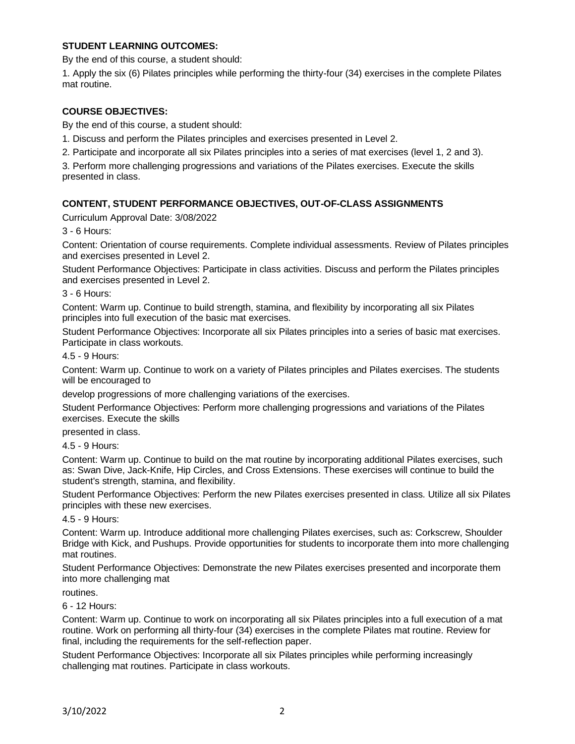**STUDENT LEARNING OUTCOMES:**

By the end of this course, a student should:

1. Apply the six (6) Pilates principles while performing the thirty-four (34) exercises in the complete Pilates mat routine.

**COURSE OBJECTIVES:**

By the end of this course, a student should:

1. Discuss and perform the Pilates principles and exercises presented in Level 2.

2. Participate and incorporate all six Pilates principles into a series of mat exercises (level 1, 2 and 3).

3. Perform more challenging progressions and variations of the Pilates exercises. Execute the skills presented in class.

**CONTENT, STUDENT PERFORMANCE OBJECTIVES, OUT-OF-CLASS ASSIGNMENTS**

Curriculum Approval Date: 3/08/2022

3 - 6 Hours:

Content: Orientation of course requirements. Complete individual assessments. Review of Pilates principles and exercises presented in Level 2.

Student Performance Objectives: Participate in class activities. Discuss and perform the Pilates principles and exercises presented in Level 2.

3 - 6 Hours:

Content: Warm up. Continue to build strength, stamina, and flexibility by incorporating all six Pilates principles into full execution of the basic mat exercises.

Student Performance Objectives: Incorporate all six Pilates principles into a series of basic mat exercises. Participate in class workouts.

4.5 - 9 Hours:

Content: Warm up. Continue to work on a variety of Pilates principles and Pilates exercises. The students will be encouraged to

develop progressions of more challenging variations of the exercises.

Student Performance Objectives: Perform more challenging progressions and variations of the Pilates exercises. Execute the skills

presented in class.

4.5 - 9 Hours:

Content: Warm up. Continue to build on the mat routine by incorporating additional Pilates exercises, such as: Swan Dive, Jack-Knife, Hip Circles, and Cross Extensions. These exercises will continue to build the student's strength, stamina, and flexibility.

Student Performance Objectives: Perform the new Pilates exercises presented in class. Utilize all six Pilates principles with these new exercises.

4.5 - 9 Hours:

Content: Warm up. Introduce additional more challenging Pilates exercises, such as: Corkscrew, Shoulder Bridge with Kick, and Pushups. Provide opportunities for students to incorporate them into more challenging mat routines.

Student Performance Objectives: Demonstrate the new Pilates exercises presented and incorporate them into more challenging mat

routines.

6 - 12 Hours:

Content: Warm up. Continue to work on incorporating all six Pilates principles into a full execution of a mat routine. Work on performing all thirty-four (34) exercises in the complete Pilates mat routine. Review for final, including the requirements for the self-reflection paper.

Student Performance Objectives: Incorporate all six Pilates principles while performing increasingly challenging mat routines. Participate in class workouts.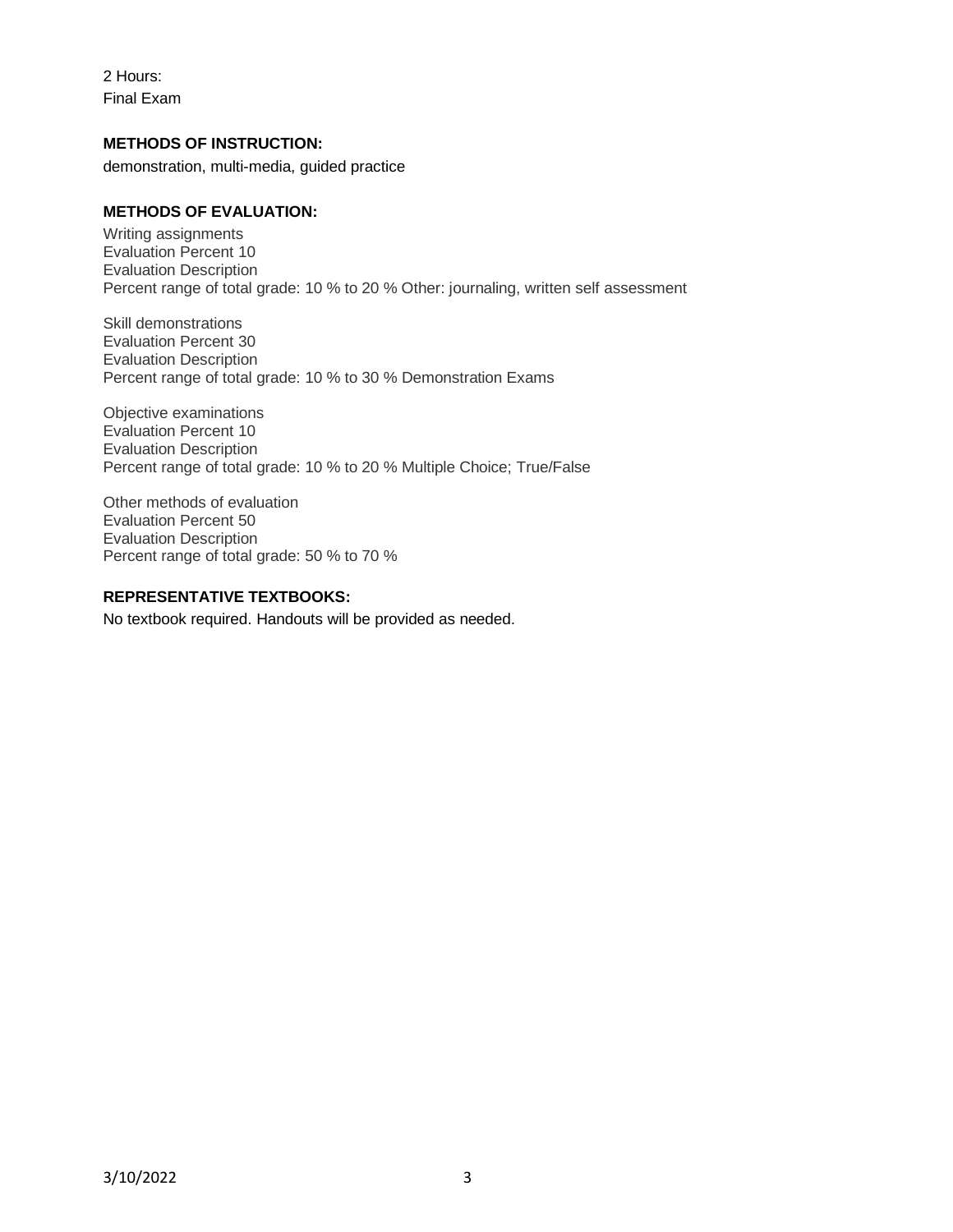2 Hours:
Final Exam

**METHODS OF INSTRUCTION:**

demonstration, multi-media, guided practice

**METHODS OF EVALUATION:**

Writing assignments
Evaluation Percent 10
Evaluation Description
Percent range of total grade: 10 % to 20 % Other: journaling, written self assessment

Skill demonstrations
Evaluation Percent 30
Evaluation Description
Percent range of total grade: 10 % to 30 % Demonstration Exams

Objective examinations
Evaluation Percent 10
Evaluation Description
Percent range of total grade: 10 % to 20 % Multiple Choice; True/False

Other methods of evaluation
Evaluation Percent 50
Evaluation Description
Percent range of total grade: 50 % to 70 %

**REPRESENTATIVE TEXTBOOKS:**

No textbook required. Handouts will be provided as needed.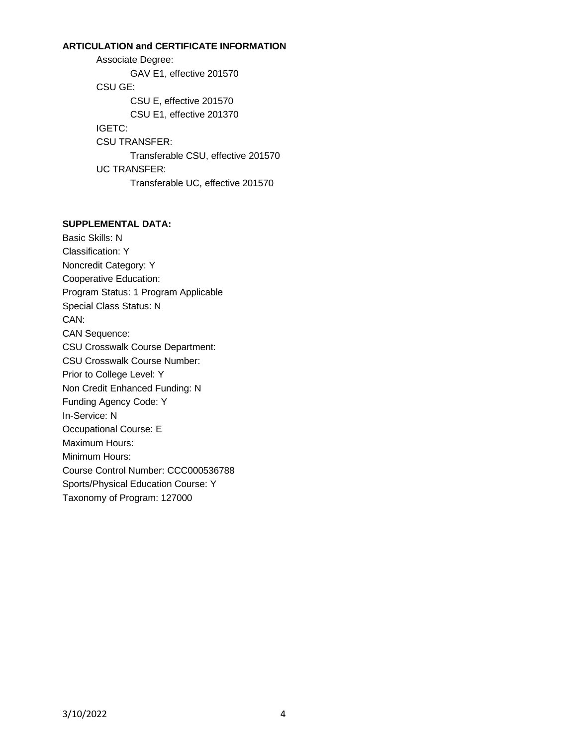**ARTICULATION and CERTIFICATE INFORMATION**

Associate Degree:

GAV E1, effective 201570

CSU GE:

CSU E, effective 201570

CSU E1, effective 201370

IGETC:

CSU TRANSFER:

Transferable CSU, effective 201570

UC TRANSFER:

Transferable UC, effective 201570

**SUPPLEMENTAL DATA:**

Basic Skills: N
Classification: Y
Noncredit Category: Y
Cooperative Education:
Program Status: 1 Program Applicable
Special Class Status: N
CAN:
CAN Sequence:
CSU Crosswalk Course Department:
CSU Crosswalk Course Number:
Prior to College Level: Y
Non Credit Enhanced Funding: N
Funding Agency Code: Y
In-Service: N
Occupational Course: E
Maximum Hours:
Minimum Hours:
Course Control Number: CCC000536788
Sports/Physical Education Course: Y
Taxonomy of Program: 127000